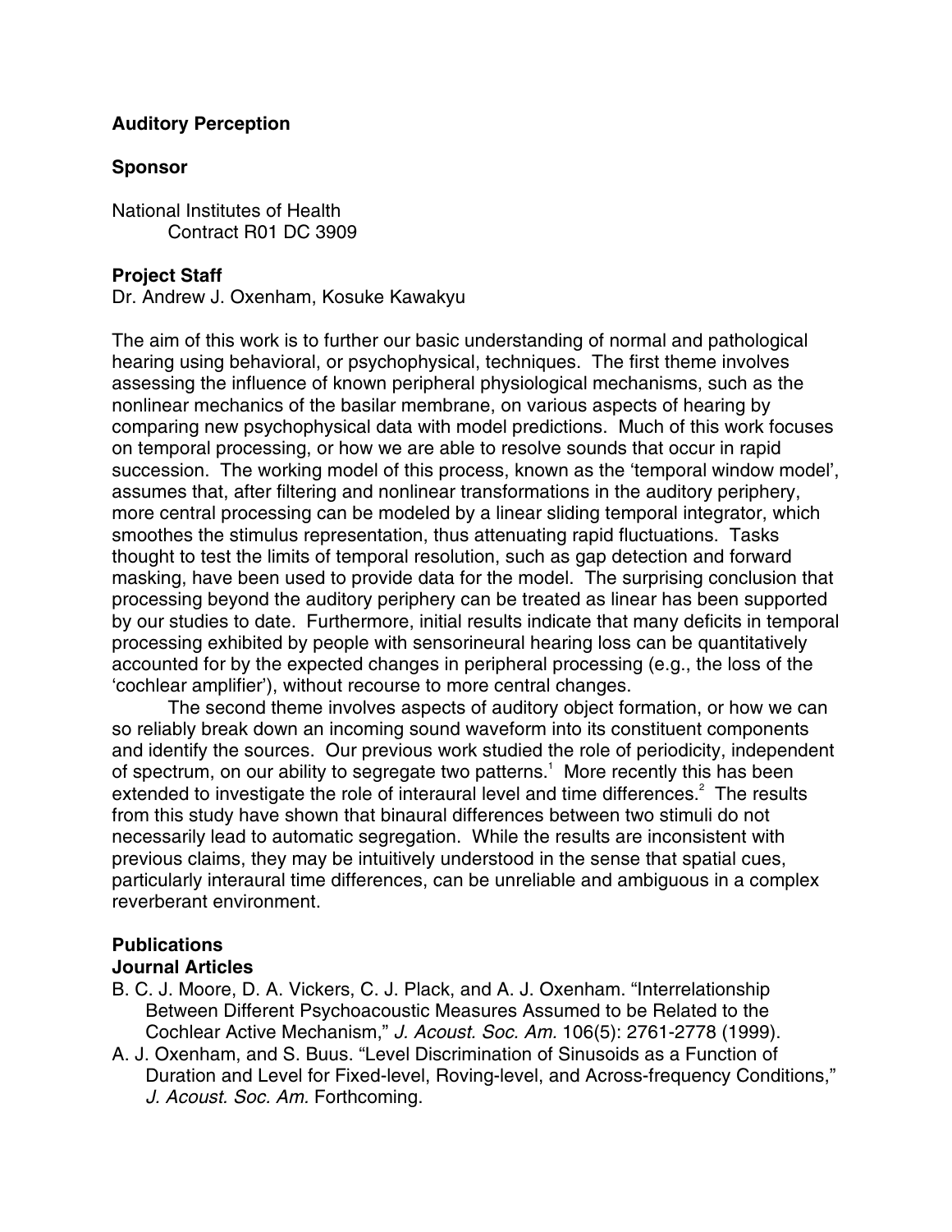## Auditory Perception

### Sponsor

National Institutes of Health
Contract R01 DC 3909

### Project Staff

Dr. Andrew J. Oxenham, Kosuke Kawakyu

The aim of this work is to further our basic understanding of normal and pathological hearing using behavioral, or psychophysical, techniques. The first theme involves assessing the influence of known peripheral physiological mechanisms, such as the nonlinear mechanics of the basilar membrane, on various aspects of hearing by comparing new psychophysical data with model predictions. Much of this work focuses on temporal processing, or how we are able to resolve sounds that occur in rapid succession. The working model of this process, known as the 'temporal window model', assumes that, after filtering and nonlinear transformations in the auditory periphery, more central processing can be modeled by a linear sliding temporal integrator, which smoothes the stimulus representation, thus attenuating rapid fluctuations. Tasks thought to test the limits of temporal resolution, such as gap detection and forward masking, have been used to provide data for the model. The surprising conclusion that processing beyond the auditory periphery can be treated as linear has been supported by our studies to date. Furthermore, initial results indicate that many deficits in temporal processing exhibited by people with sensorineural hearing loss can be quantitatively accounted for by the expected changes in peripheral processing (e.g., the loss of the 'cochlear amplifier'), without recourse to more central changes.

The second theme involves aspects of auditory object formation, or how we can so reliably break down an incoming sound waveform into its constituent components and identify the sources. Our previous work studied the role of periodicity, independent of spectrum, on our ability to segregate two patterns.[1] More recently this has been extended to investigate the role of interaural level and time differences.[2] The results from this study have shown that binaural differences between two stimuli do not necessarily lead to automatic segregation. While the results are inconsistent with previous claims, they may be intuitively understood in the sense that spatial cues, particularly interaural time differences, can be unreliable and ambiguous in a complex reverberant environment.

### Publications

#### Journal Articles

B. C. J. Moore, D. A. Vickers, C. J. Plack, and A. J. Oxenham. "Interrelationship Between Different Psychoacoustic Measures Assumed to be Related to the Cochlear Active Mechanism," *J. Acoust. Soc. Am.* 106(5): 2761-2778 (1999).

A. J. Oxenham, and S. Buus. "Level Discrimination of Sinusoids as a Function of Duration and Level for Fixed-level, Roving-level, and Across-frequency Conditions," *J. Acoust. Soc. Am.* Forthcoming.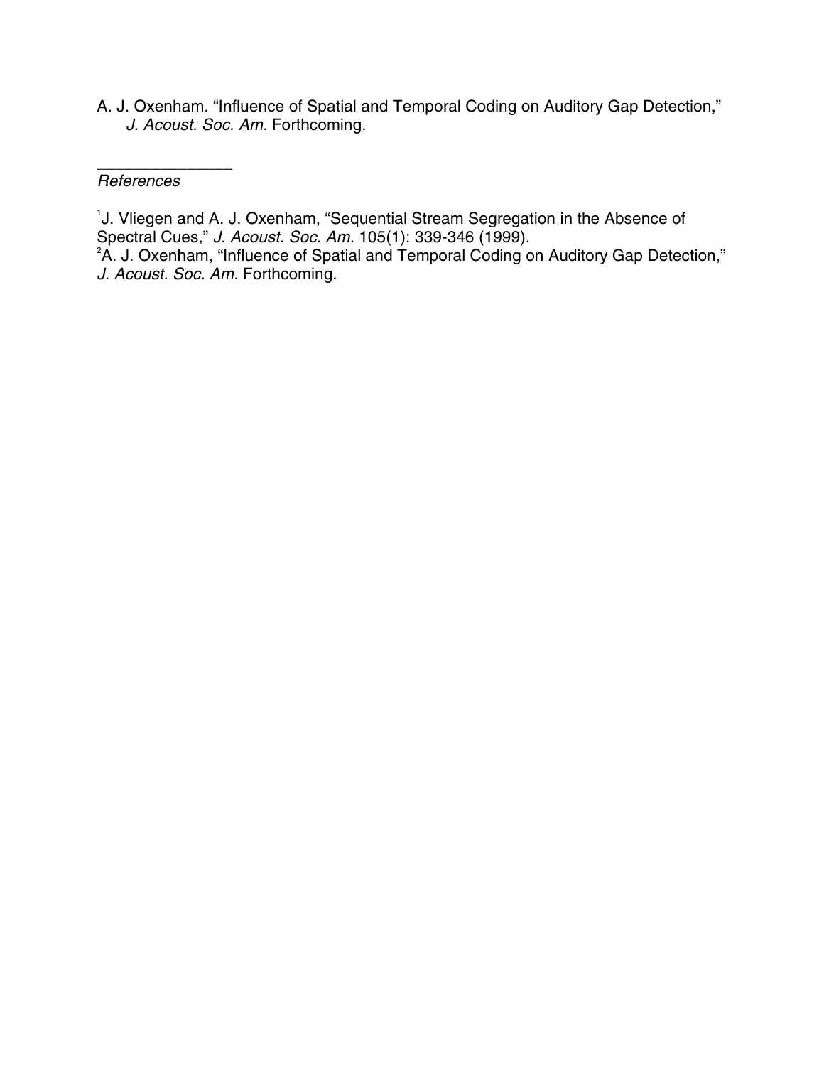A. J. Oxenham. "Influence of Spatial and Temporal Coding on Auditory Gap Detection," *J. Acoust. Soc. Am.* Forthcoming.

---

*References*

[1] J. Vliegen and A. J. Oxenham, "Sequential Stream Segregation in the Absence of Spectral Cues," *J. Acoust. Soc. Am.* 105(1): 339-346 (1999).
[2] A. J. Oxenham, "Influence of Spatial and Temporal Coding on Auditory Gap Detection," *J. Acoust. Soc. Am.* Forthcoming.